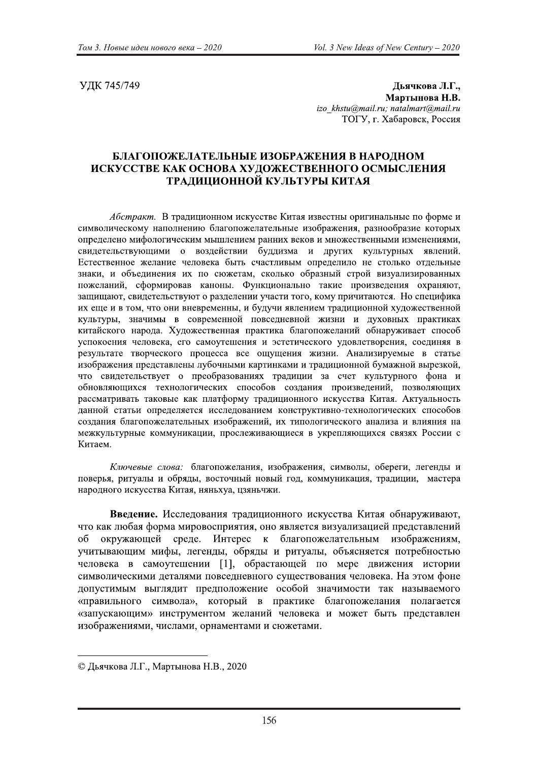УДК 745/749

**Дьячкова Л.Г.,**
**Мартынова Н.В.**
*izo_khstu@mail.ru; natalmart@mail.ru*
ТОГУ, г. Хабаровск, Россия

# БЛАГОПОЖЕЛАТЕЛЬНЫЕ ИЗОБРАЖЕНИЯ В НАРОДНОМ ИСКУССТВЕ КАК ОСНОВА ХУДОЖЕСТВЕННОГО ОСМЫСЛЕНИЯ ТРАДИЦИОННОЙ КУЛЬТУРЫ КИТАЯ

*Абстракт.* В традиционном искусстве Китая известны оригинальные по форме и символическому наполнению благопожелательные изображения, разнообразие которых определено мифологическим мышлением ранних веков и множественными изменениями, свидетельствующими о воздействии буддизма и других культурных явлений. Естественное желание человека быть счастливым определило не столько отдельные знаки, и объединения их по сюжетам, сколько образный строй визуализированных пожеланий, сформировав каноны. Функционально такие произведения охраняют, защищают, свидетельствуют о разделении участи того, кому причитаются. Но специфика их еще и в том, что они вневременны, и будучи явлением традиционной художественной культуры, значимы в современной повседневной жизни и духовных практиках китайского народа. Художественная практика благопожеланий обнаруживает способ успокоения человека, его самоутешения и эстетического удовлетворения, соединяя в результате творческого процесса все ощущения жизни. Анализируемые в статье изображения представлены лубочными картинками и традиционной бумажной вырезкой, что свидетельствует о преобразованиях традиции за счет культурного фона и обновляющихся технологических способов создания произведений, позволяющих рассматривать таковые как платформу традиционного искусства Китая. Актуальность данной статьи определяется исследованием конструктивно-технологических способов создания благопожелательных изображений, их типологического анализа и влияния на межкультурные коммуникации, прослеживающиеся в укрепляющихся связях России с Китаем.

*Ключевые слова:* благопожелания, изображения, символы, обереги, легенды и поверья, ритуалы и обряды, восточный новый год, коммуникация, традиции, мастера народного искусства Китая, няньхуа, цзяньчжи.

**Введение.** Исследования традиционного искусства Китая обнаруживают, что как любая форма мировосприятия, оно является визуализацией представлений об окружающей среде. Интерес к благопожелательным изображениям, учитывающим мифы, легенды, обряды и ритуалы, объясняется потребностью человека в самоутешении [1], обрастающей по мере движения истории символическими деталями повседневного существования человека. На этом фоне допустимым выглядит предположение особой значимости так называемого «правильного символа», который в практике благопожелания полагается «запускающим» инструментом желаний человека и может быть представлен изображениями, числами, орнаментами и сюжетами.

---

© Дьячкова Л.Г., Мартынова Н.В., 2020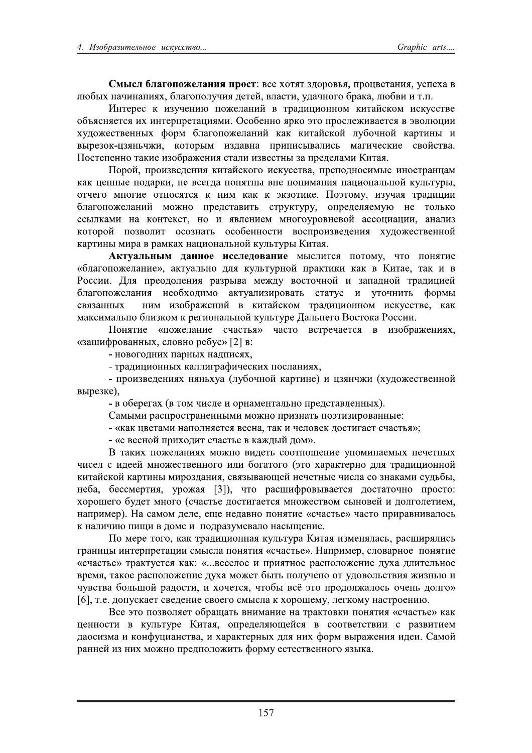**Смысл благопожелания прост**: все хотят здоровья, процветания, успеха в любых начинаниях, благополучия детей, власти, удачного брака, любви и т.п.

Интерес к изучению пожеланий в традиционном китайском искусстве объясняется их интерпретациями. Особенно ярко это прослеживается в эволюции художественных форм благопожеланий как китайской лубочной картины и вырезок-цзяньчжи, которым издавна приписывались магические свойства. Постепенно такие изображения стали известны за пределами Китая.

Порой, произведения китайского искусства, преподносимые иностранцам как ценные подарки, не всегда понятны вне понимания национальной культуры, отчего многие относятся к ним как к экзотике. Поэтому, изучая традиции благопожеланий можно представить структуру, определяемую не только ссылками на контекст, но и явлением многоуровневой ассоциации, анализ которой позволит осознать особенности воспроизведения художественной картины мира в рамках национальной культуры Китая.

**Актуальным данное исследование** мыслится потому, что понятие «благопожелание», актуально для культурной практики как в Китае, так и в России. Для преодоления разрыва между восточной и западной традицией благопожелания необходимо актуализировать статус и уточнить формы связанных ним изображений в китайском традиционном искусстве, как максимально близком к региональной культуре Дальнего Востока России.

Понятие «пожелание счастья» часто встречается в изображениях, «зашифрованных, словно ребус» [2] в:

- новогодних парных надписях,
- традиционных каллиграфических посланиях,
- произведениях няньхуа (лубочной картине) и цзянчжи (художественной вырезке),
- в оберегах (в том числе и орнаментально представленных).

Самыми распространенными можно признать поэтизированные:

- «как цветами наполняется весна, так и человек достигает счастья»;
- «с весной приходит счастье в каждый дом».

В таких пожеланиях можно видеть соотношение упоминаемых нечетных чисел с идеей множественного или богатого (это характерно для традиционной китайской картины мироздания, связывающей нечетные числа со знаками судьбы, неба, бессмертия, урожая [3]), что расшифровывается достаточно просто: хорошего будет много (счастье достигается множеством сыновей и долголетием, например). На самом деле, еще недавно понятие «счастье» часто приравнивалось к наличию пищи в доме и подразумевало насыщение.

По мере того, как традиционная культура Китая изменялась, расширялись границы интерпретации смысла понятия «счастье». Например, словарное понятие «счастье» трактуется как: «...веселое и приятное расположение духа длительное время, такое расположение духа может быть получено от удовольствия жизнью и чувства большой радости, и хочется, чтобы всё это продолжалось очень долго» [6], т.е. допускает сведение своего смысла к хорошему, легкому настроению.

Все это позволяет обращать внимание на трактовки понятия «счастье» как ценности в культуре Китая, определяющейся в соответствии с развитием даосизма и конфуцианства, и характерных для них форм выражения идеи. Самой ранней из них можно предположить форму естественного языка.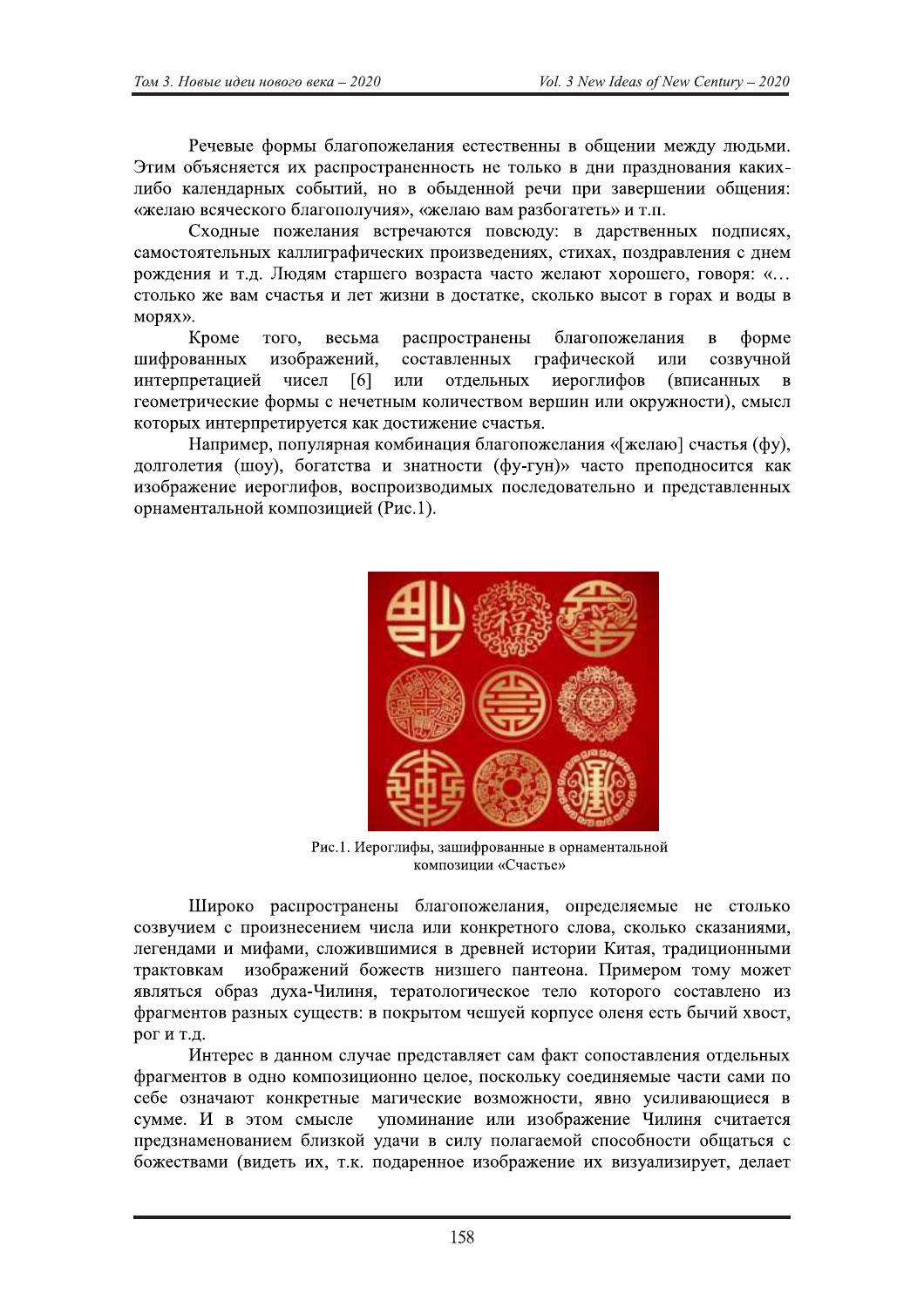Речевые формы благопожелания естественны в общении между людьми. Этим объясняется их распространенность не только в дни празднования каких-либо календарных событий, но в обыденной речи при завершении общения: «желаю всяческого благополучия», «желаю вам разбогатеть» и т.п.

Сходные пожелания встречаются повсюду: в дарственных подписях, самостоятельных каллиграфических произведениях, стихах, поздравления с днем рождения и т.д. Людям старшего возраста часто желают хорошего, говоря: «… столько же вам счастья и лет жизни в достатке, сколько высот в горах и воды в морях».

Кроме того, весьма распространены благопожелания в форме шифрованных изображений, составленных графической или созвучной интерпретацией чисел [6] или отдельных иероглифов (вписанных в геометрические формы с нечетным количеством вершин или окружности), смысл которых интерпретируется как достижение счастья.

Например, популярная комбинация благопожелания «[желаю] счастья (фу), долголетия (шоу), богатства и знатности (фу-гун)» часто преподносится как изображение иероглифов, воспроизводимых последовательно и представленных орнаментальной композицией (Рис.1).

Рис.1. Иероглифы, зашифрованные в орнаментальной композиции «Счастье»

Широко распространены благопожелания, определяемые не столько созвучием с произнесением числа или конкретного слова, сколько сказаниями, легендами и мифами, сложившимися в древней истории Китая, традиционными трактовкам изображений божеств низшего пантеона. Примером тому может являться образ духа-Чилиня, тератологическое тело которого составлено из фрагментов разных существ: в покрытом чешуей корпусе оленя есть бычий хвост, рог и т.д.

Интерес в данном случае представляет сам факт сопоставления отдельных фрагментов в одно композиционно целое, поскольку соединяемые части сами по себе означают конкретные магические возможности, явно усиливающиеся в сумме. И в этом смысле упоминание или изображение Чилиня считается предзнаменованием близкой удачи в силу полагаемой способности общаться с божествами (видеть их, т.к. подаренное изображение их визуализирует, делает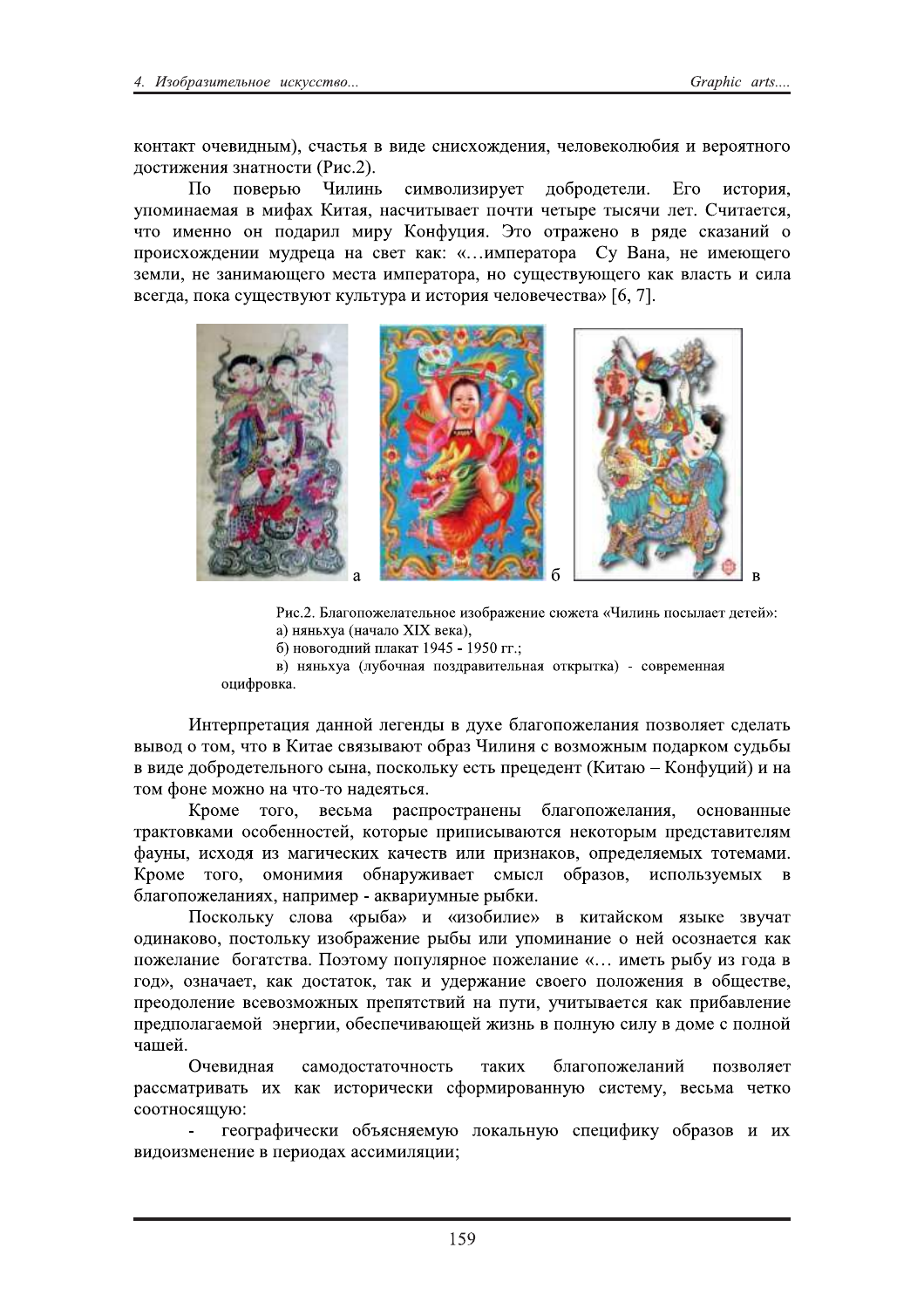контакт очевидным), счастья в виде снисхождения, человеколюбия и вероятного достижения знатности (Рис.2).

По поверью Чилинь символизирует добродетели. Его история, упоминаемая в мифах Китая, насчитывает почти четыре тысячи лет. Считается, что именно он подарил миру Конфуция. Это отражено в ряде сказаний о происхождении мудреца на свет как: «…императора Су Вана, не имеющего земли, не занимающего места императора, но существующего как власть и сила всегда, пока существуют культура и история человечества» [6, 7].

а б в

Рис.2. Благопожелательное изображение сюжета «Чилинь посылает детей»:
а) няньхуа (начало XIX века),
б) новогодний плакат 1945 - 1950 гг.;
в) няньхуа (лубочная поздравительная открытка) - современная оцифровка.

Интерпретация данной легенды в духе благопожелания позволяет сделать вывод о том, что в Китае связывают образ Чилиня с возможным подарком судьбы в виде добродетельного сына, поскольку есть прецедент (Китаю – Конфуций) и на том фоне можно на что-то надеяться.

Кроме того, весьма распространены благопожелания, основанные трактовками особенностей, которые приписываются некоторым представителям фауны, исходя из магических качеств или признаков, определяемых тотемами. Кроме того, омонимия обнаруживает смысл образов, используемых в благопожеланиях, например - аквариумные рыбки.

Поскольку слова «рыба» и «изобилие» в китайском языке звучат одинаково, постольку изображение рыбы или упоминание о ней осознается как пожелание богатства. Поэтому популярное пожелание «… иметь рыбу из года в год», означает, как достаток, так и удержание своего положения в обществе, преодоление всевозможных препятствий на пути, учитывается как прибавление предполагаемой энергии, обеспечивающей жизнь в полную силу в доме с полной чашей.

Очевидная самодостаточность таких благопожеланий позволяет рассматривать их как исторически сформированную систему, весьма четко соотносящую:

- географически объясняемую локальную специфику образов и их видоизменение в периодах ассимиляции;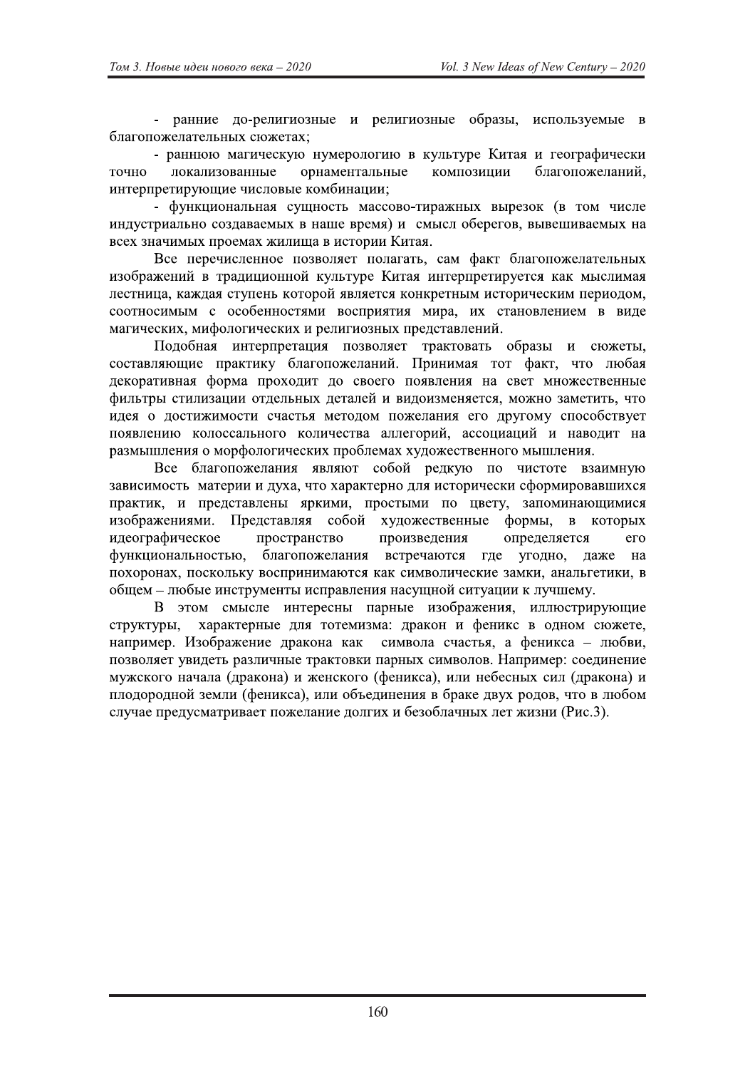- ранние до-религиозные и религиозные образы, используемые в благопожелательных сюжетах;

- раннюю магическую нумерологию в культуре Китая и географически точно локализованные орнаментальные композиции благопожеланий, интерпретирующие числовые комбинации;

- функциональная сущность массово-тиражных вырезок (в том числе индустриально создаваемых в наше время) и смысл оберегов, вывешиваемых на всех значимых проемах жилища в истории Китая.

Все перечисленное позволяет полагать, сам факт благопожелательных изображений в традиционной культуре Китая интерпретируется как мыслимая лестница, каждая ступень которой является конкретным историческим периодом, соотносимым с особенностями восприятия мира, их становлением в виде магических, мифологических и религиозных представлений.

Подобная интерпретация позволяет трактовать образы и сюжеты, составляющие практику благопожеланий. Принимая тот факт, что любая декоративная форма проходит до своего появления на свет множественные фильтры стилизации отдельных деталей и видоизменяется, можно заметить, что идея о достижимости счастья методом пожелания его другому способствует появлению колоссального количества аллегорий, ассоциаций и наводит на размышления о морфологических проблемах художественного мышления.

Все благопожелания являют собой редкую по чистоте взаимную зависимость материи и духа, что характерно для исторически сформировавшихся практик, и представлены яркими, простыми по цвету, запоминающимися изображениями. Представляя собой художественные формы, в которых идеографическое пространство произведения определяется его функциональностью, благопожелания встречаются где угодно, даже на похоронах, поскольку воспринимаются как символические замки, анальгетики, в общем – любые инструменты исправления насущной ситуации к лучшему.

В этом смысле интересны парные изображения, иллюстрирующие структуры, характерные для тотемизма: дракон и феникс в одном сюжете, например. Изображение дракона как символа счастья, а феникса – любви, позволяет увидеть различные трактовки парных символов. Например: соединение мужского начала (дракона) и женского (феникса), или небесных сил (дракона) и плодородной земли (феникса), или объединения в браке двух родов, что в любом случае предусматривает пожелание долгих и безоблачных лет жизни (Рис.3).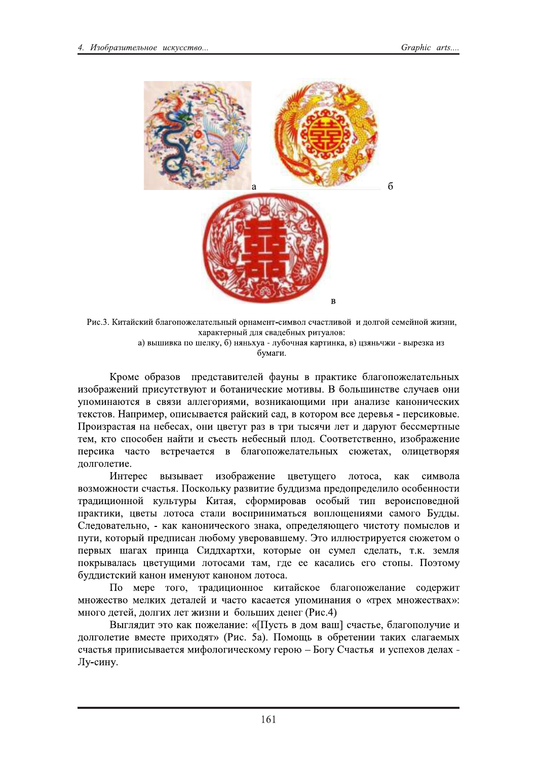Рис.3. Китайский благопожелательный орнамент-символ счастливой и долгой семейной жизни, характерный для свадебных ритуалов:
а) вышивка по шелку, б) няньхуа - лубочная картинка, в) цзяньчжи - вырезка из бумаги.

Кроме образов представителей фауны в практике благопожелательных изображений присутствуют и ботанические мотивы. В большинстве случаев они упоминаются в связи аллегориями, возникающими при анализе канонических текстов. Например, описывается райский сад, в котором все деревья - персиковые. Произрастая на небесах, они цветут раз в три тысячи лет и даруют бессмертные тем, кто способен найти и съесть небесный плод. Соответственно, изображение персика часто встречается в благопожелательных сюжетах, олицетворяя долголетие.

Интерес вызывает изображение цветущего лотоса, как символа возможности счастья. Поскольку развитие буддизма предопределило особенности традиционной культуры Китая, сформировав особый тип вероисповедной практики, цветы лотоса стали восприниматься воплощениями самого Будды. Следовательно, - как канонического знака, определяющего чистоту помыслов и пути, который предписан любому уверовавшему. Это иллюстрируется сюжетом о первых шагах принца Сиддхартхи, которые он сумел сделать, т.к. земля покрывалась цветущими лотосами там, где ее касались его стопы. Поэтому буддистский канон именуют каноном лотоса.

По мере того, традиционное китайское благопожелание содержит множество мелких деталей и часто касается упоминания о «трех множествах»: много детей, долгих лет жизни и больших денег (Рис.4)

Выглядит это как пожелание: «[Пусть в дом ваш] счастье, благополучие и долголетие вместе приходят» (Рис. 5а). Помощь в обретении таких слагаемых счастья приписывается мифологическому герою – Богу Счастья и успехов делах - Лу-сину.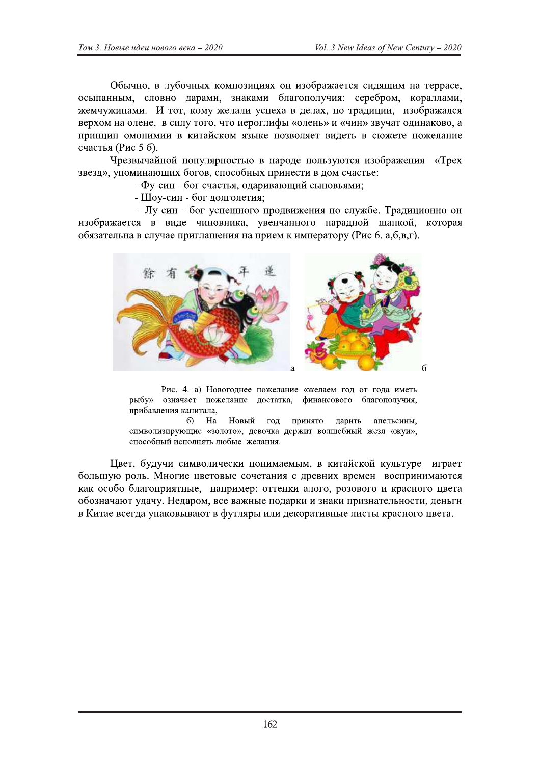Обычно, в лубочных композициях он изображается сидящим на террасе, осыпанным, словно дарами, знаками благополучия: серебром, кораллами, жемчужинами. И тот, кому желали успеха в делах, по традиции, изображался верхом на олене, в силу того, что иероглифы «олень» и «чин» звучат одинаково, а принцип омонимии в китайском языке позволяет видеть в сюжете пожелание счастья (Рис 5 б).

Чрезвычайной популярностью в народе пользуются изображения «Трех звезд», упоминающих богов, способных принести в дом счастье:

- Фу-син - бог счастья, одаривающий сыновьями;
- Шоу-син - бог долголетия;
- Лу-син - бог успешного продвижения по службе. Традиционно он изображается в виде чиновника, увенчанного парадной шапкой, которая обязательна в случае приглашения на прием к императору (Рис 6. а,б,в,г).

Рис. 4. а) Новогоднее пожелание «желаем год от года иметь рыбу» означает пожелание достатка, финансового благополучия, прибавления капитала,

б) На Новый год принято дарить апельсины, символизирующие «золото», девочка держит волшебный жезл «жуи», способный исполнять любые желания.

Цвет, будучи символически понимаемым, в китайской культуре играет большую роль. Многие цветовые сочетания с древних времен воспринимаются как особо благоприятные, например: оттенки алого, розового и красного цвета обозначают удачу. Недаром, все важные подарки и знаки признательности, деньги в Китае всегда упаковывают в футляры или декоративные листы красного цвета.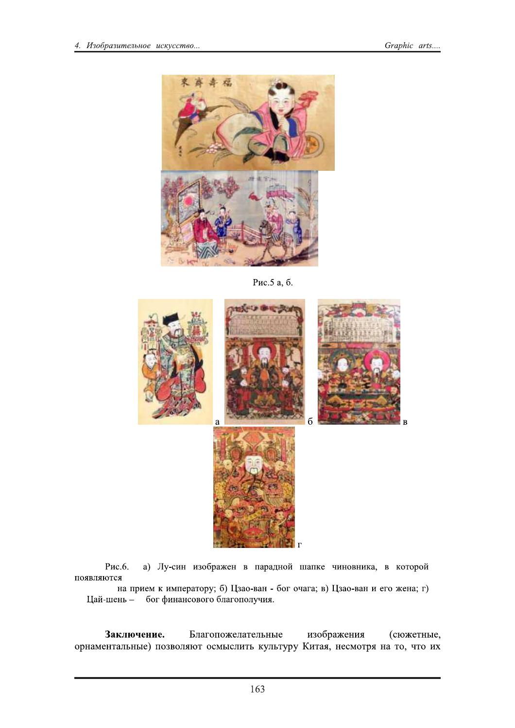Рис.5 а, б.

Рис.6. а) Лу-син изображен в парадной шапке чиновника, в которой появляются на прием к императору; б) Цзао-ван - бог очага; в) Цзао-ван и его жена; г) Цай-шень – бог финансового благополучия.

**Заключение.** Благопожелательные изображения (сюжетные, орнаментальные) позволяют осмыслить культуру Китая, несмотря на то, что их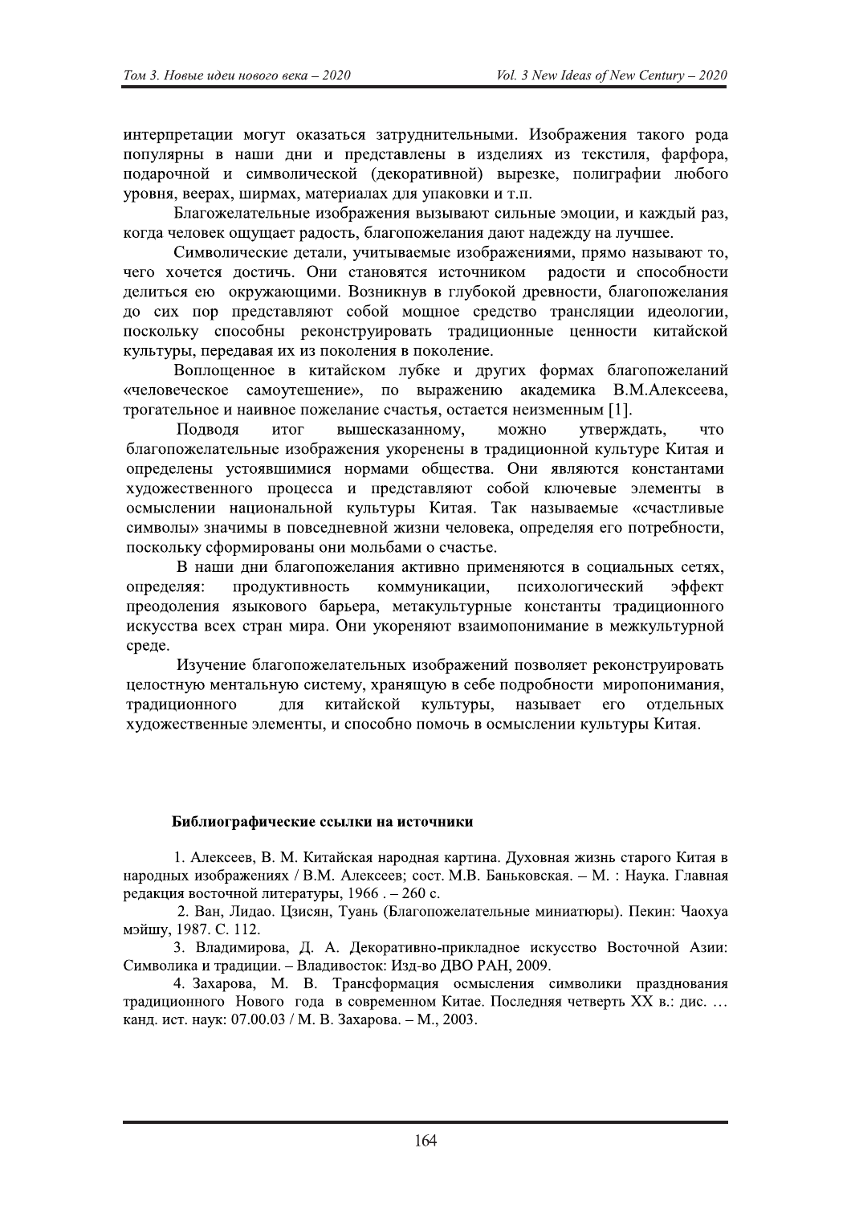интерпретации могут оказаться затруднительными. Изображения такого рода популярны в наши дни и представлены в изделиях из текстиля, фарфора, подарочной и символической (декоративной) вырезке, полиграфии любого уровня, веерах, ширмах, материалах для упаковки и т.п.

Благожелательные изображения вызывают сильные эмоции, и каждый раз, когда человек ощущает радость, благопожелания дают надежду на лучшее.

Символические детали, учитываемые изображениями, прямо называют то, чего хочется достичь. Они становятся источником радости и способности делиться ею окружающими. Возникнув в глубокой древности, благопожелания до сих пор представляют собой мощное средство трансляции идеологии, поскольку способны реконструировать традиционные ценности китайской культуры, передавая их из поколения в поколение.

Воплощенное в китайском лубке и других формах благопожеланий «человеческое самоутешение», по выражению академика В.М.Алексеева, трогательное и наивное пожелание счастья, остается неизменным [1].

Подводя итог вышесказанному, можно утверждать, что благопожелательные изображения укоренены в традиционной культуре Китая и определены устоявшимися нормами общества. Они являются константами художественного процесса и представляют собой ключевые элементы в осмыслении национальной культуры Китая. Так называемые «счастливые символы» значимы в повседневной жизни человека, определяя его потребности, поскольку сформированы они мольбами о счастье.

В наши дни благопожелания активно применяются в социальных сетях, определяя: продуктивность коммуникации, психологический эффект преодоления языкового барьера, метакультурные константы традиционного искусства всех стран мира. Они укореняют взаимопонимание в межкультурной среде.

Изучение благопожелательных изображений позволяет реконструировать целостную ментальную систему, хранящую в себе подробности миропонимания, традиционного для китайской культуры, называет его отдельных художественные элементы, и способно помочь в осмыслении культуры Китая.

**Библиографические ссылки на источники**

1. Алексеев, В. М. Китайская народная картина. Духовная жизнь старого Китая в народных изображениях / В.М. Алексеев; сост. М.В. Баньковская. – М. : Наука. Главная редакция восточной литературы, 1966 . – 260 с.
2. Ван, Лидао. Цзисян, Туань (Благопожелательные миниатюры). Пекин: Чаохуа мэйшу, 1987. С. 112.
3. Владимирова, Д. А. Декоративно-прикладное искусство Восточной Азии: Символика и традиции. – Владивосток: Изд-во ДВО РАН, 2009.
4. Захарова, М. В. Трансформация осмысления символики празднования традиционного Нового года в современном Китае. Последняя четверть XX в.: дис. … канд. ист. наук: 07.00.03 / М. В. Захарова. – М., 2003.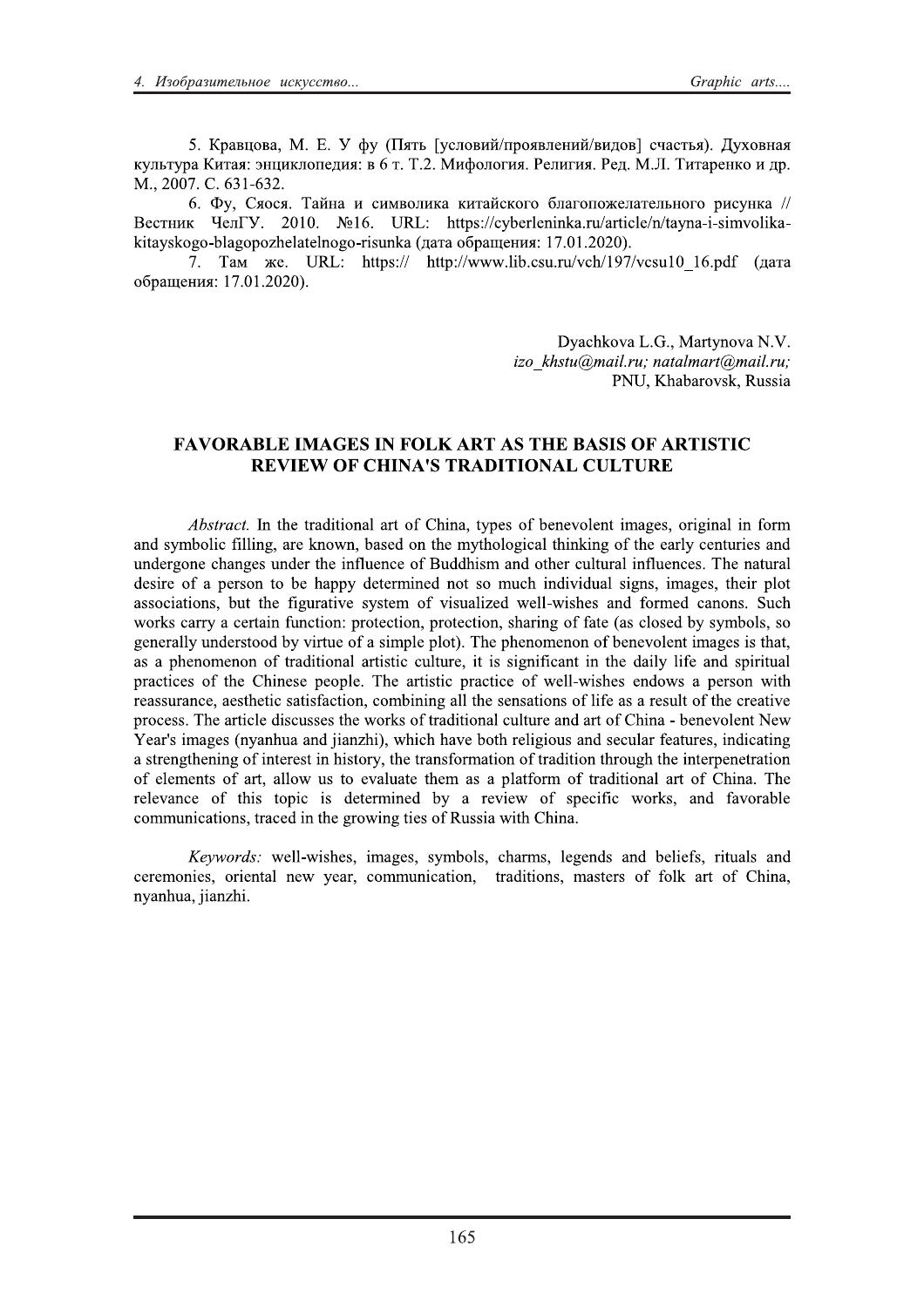5. Кравцова, М. Е. У фу (Пять [условий/проявлений/видов] счастья). Духовная культура Китая: энциклопедия: в 6 т. Т.2. Мифология. Религия. Ред. М.Л. Титаренко и др. М., 2007. С. 631-632.

6. Фу, Сяося. Тайна и символика китайского благопожелательного рисунка // Вестник ЧелГУ. 2010. №16. URL: https://cyberleninka.ru/article/n/tayna-i-simvolika-kitayskogo-blagopozhelatelnogo-risunka (дата обращения: 17.01.2020).

7. Там же. URL: https:// http://www.lib.csu.ru/vch/197/vcsu10_16.pdf (дата обращения: 17.01.2020).

Dyachkova L.G., Martynova N.V.
*izo_khstu@mail.ru; natalmart@mail.ru;*
PNU, Khabarovsk, Russia

## FAVORABLE IMAGES IN FOLK ART AS THE BASIS OF ARTISTIC REVIEW OF CHINA'S TRADITIONAL CULTURE

*Abstract.* In the traditional art of China, types of benevolent images, original in form and symbolic filling, are known, based on the mythological thinking of the early centuries and undergone changes under the influence of Buddhism and other cultural influences. The natural desire of a person to be happy determined not so much individual signs, images, their plot associations, but the figurative system of visualized well-wishes and formed canons. Such works carry a certain function: protection, protection, sharing of fate (as closed by symbols, so generally understood by virtue of a simple plot). The phenomenon of benevolent images is that, as a phenomenon of traditional artistic culture, it is significant in the daily life and spiritual practices of the Chinese people. The artistic practice of well-wishes endows a person with reassurance, aesthetic satisfaction, combining all the sensations of life as a result of the creative process. The article discusses the works of traditional culture and art of China - benevolent New Year's images (nyanhua and jianzhi), which have both religious and secular features, indicating a strengthening of interest in history, the transformation of tradition through the interpenetration of elements of art, allow us to evaluate them as a platform of traditional art of China. The relevance of this topic is determined by a review of specific works, and favorable communications, traced in the growing ties of Russia with China.

*Keywords:* well-wishes, images, symbols, charms, legends and beliefs, rituals and ceremonies, oriental new year, communication, traditions, masters of folk art of China, nyanhua, jianzhi.